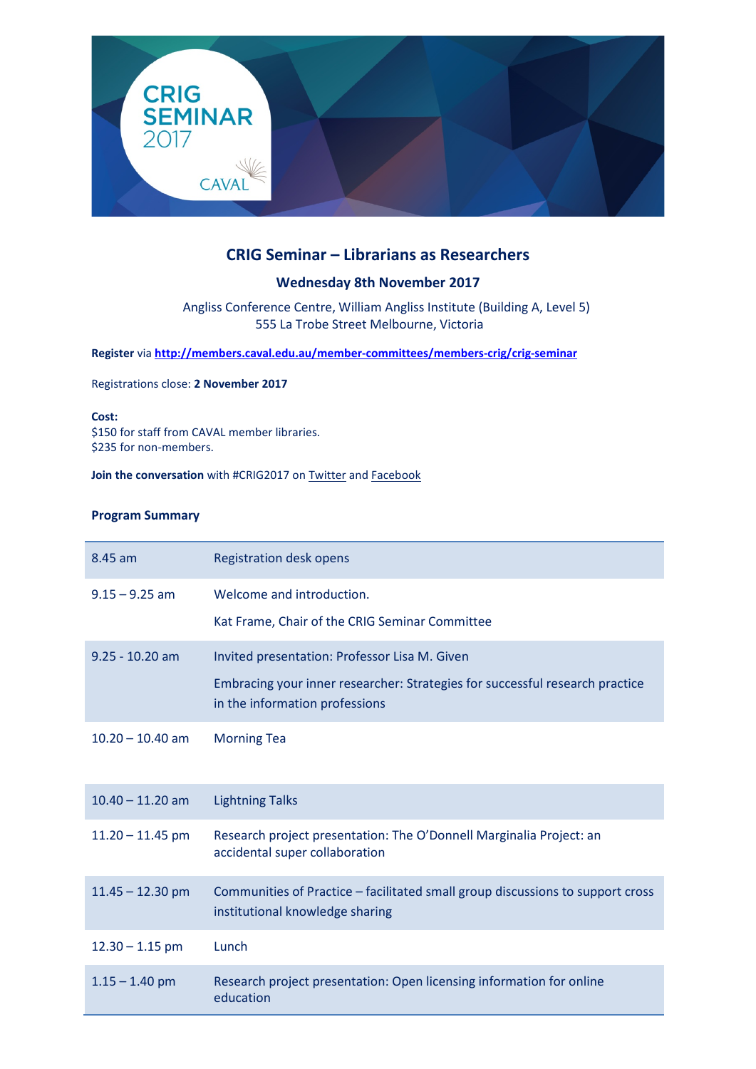CRIG SEMINAR 2017

CAVAL

# CRIG Seminar – Librarians as Researchers

## Wednesday 8th November 2017

Angliss Conference Centre, William Angliss Institute (Building A, Level 5)
555 La Trobe Street Melbourne, Victoria

**Register** via **http://members.caval.edu.au/member-committees/members-crig/crig-seminar**

Registrations close: **2 November 2017**

**Cost:**
$150 for staff from CAVAL member libraries.
$235 for non-members.

**Join the conversation** with #CRIG2017 on Twitter and Facebook

**Program Summary**

| | |
|---|---|
| 8.45 am | Registration desk opens |
| 9.15 – 9.25 am | Welcome and introduction.<br>Kat Frame, Chair of the CRIG Seminar Committee |
| 9.25 - 10.20 am | Invited presentation: Professor Lisa M. Given<br>Embracing your inner researcher: Strategies for successful research practice in the information professions |
| 10.20 – 10.40 am | Morning Tea |
| 10.40 – 11.20 am | Lightning Talks |
| 11.20 – 11.45 pm | Research project presentation: The O'Donnell Marginalia Project: an accidental super collaboration |
| 11.45 – 12.30 pm | Communities of Practice – facilitated small group discussions to support cross institutional knowledge sharing |
| 12.30 – 1.15 pm | Lunch |
| 1.15 – 1.40 pm | Research project presentation: Open licensing information for online education |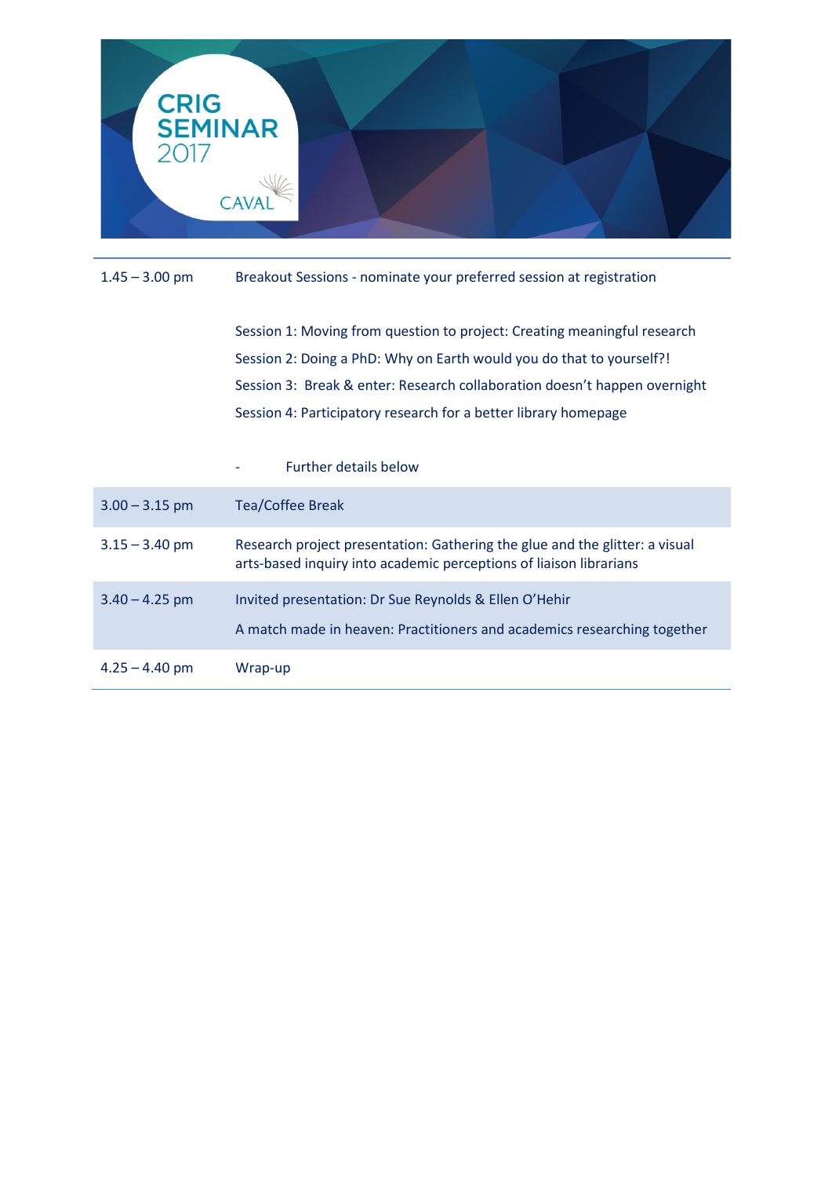CRIG SEMINAR 2017

CAVAL

| | |
|---|---|
| 1.45 – 3.00 pm | Breakout Sessions - nominate your preferred session at registration<br><br>Session 1: Moving from question to project: Creating meaningful research<br>Session 2: Doing a PhD: Why on Earth would you do that to yourself?!<br>Session 3: Break & enter: Research collaboration doesn't happen overnight<br>Session 4: Participatory research for a better library homepage<br><br>- Further details below |
| 3.00 – 3.15 pm | Tea/Coffee Break |
| 3.15 – 3.40 pm | Research project presentation: Gathering the glue and the glitter: a visual arts-based inquiry into academic perceptions of liaison librarians |
| 3.40 – 4.25 pm | Invited presentation: Dr Sue Reynolds & Ellen O'Hehir<br><br>A match made in heaven: Practitioners and academics researching together |
| 4.25 – 4.40 pm | Wrap-up |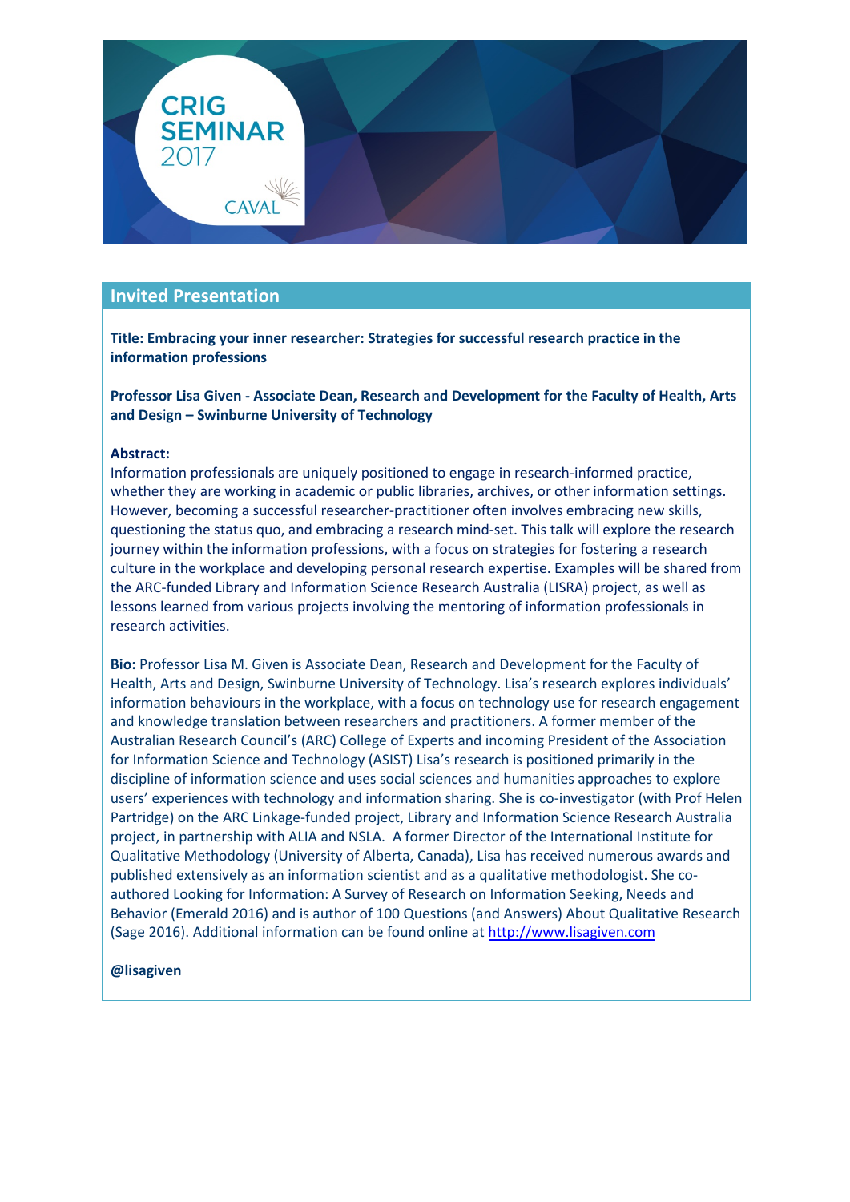CRIG SEMINAR 2017

CAVAL

## Invited Presentation

**Title: Embracing your inner researcher: Strategies for successful research practice in the information professions**

**Professor Lisa Given - Associate Dean, Research and Development for the Faculty of Health, Arts and Design – Swinburne University of Technology**

**Abstract:**
Information professionals are uniquely positioned to engage in research-informed practice, whether they are working in academic or public libraries, archives, or other information settings. However, becoming a successful researcher-practitioner often involves embracing new skills, questioning the status quo, and embracing a research mind-set. This talk will explore the research journey within the information professions, with a focus on strategies for fostering a research culture in the workplace and developing personal research expertise. Examples will be shared from the ARC-funded Library and Information Science Research Australia (LISRA) project, as well as lessons learned from various projects involving the mentoring of information professionals in research activities.

**Bio:** Professor Lisa M. Given is Associate Dean, Research and Development for the Faculty of Health, Arts and Design, Swinburne University of Technology. Lisa's research explores individuals' information behaviours in the workplace, with a focus on technology use for research engagement and knowledge translation between researchers and practitioners. A former member of the Australian Research Council's (ARC) College of Experts and incoming President of the Association for Information Science and Technology (ASIST) Lisa's research is positioned primarily in the discipline of information science and uses social sciences and humanities approaches to explore users' experiences with technology and information sharing. She is co-investigator (with Prof Helen Partridge) on the ARC Linkage-funded project, Library and Information Science Research Australia project, in partnership with ALIA and NSLA. A former Director of the International Institute for Qualitative Methodology (University of Alberta, Canada), Lisa has received numerous awards and published extensively as an information scientist and as a qualitative methodologist. She co-authored Looking for Information: A Survey of Research on Information Seeking, Needs and Behavior (Emerald 2016) and is author of 100 Questions (and Answers) About Qualitative Research (Sage 2016). Additional information can be found online at http://www.lisagiven.com

**@lisagiven**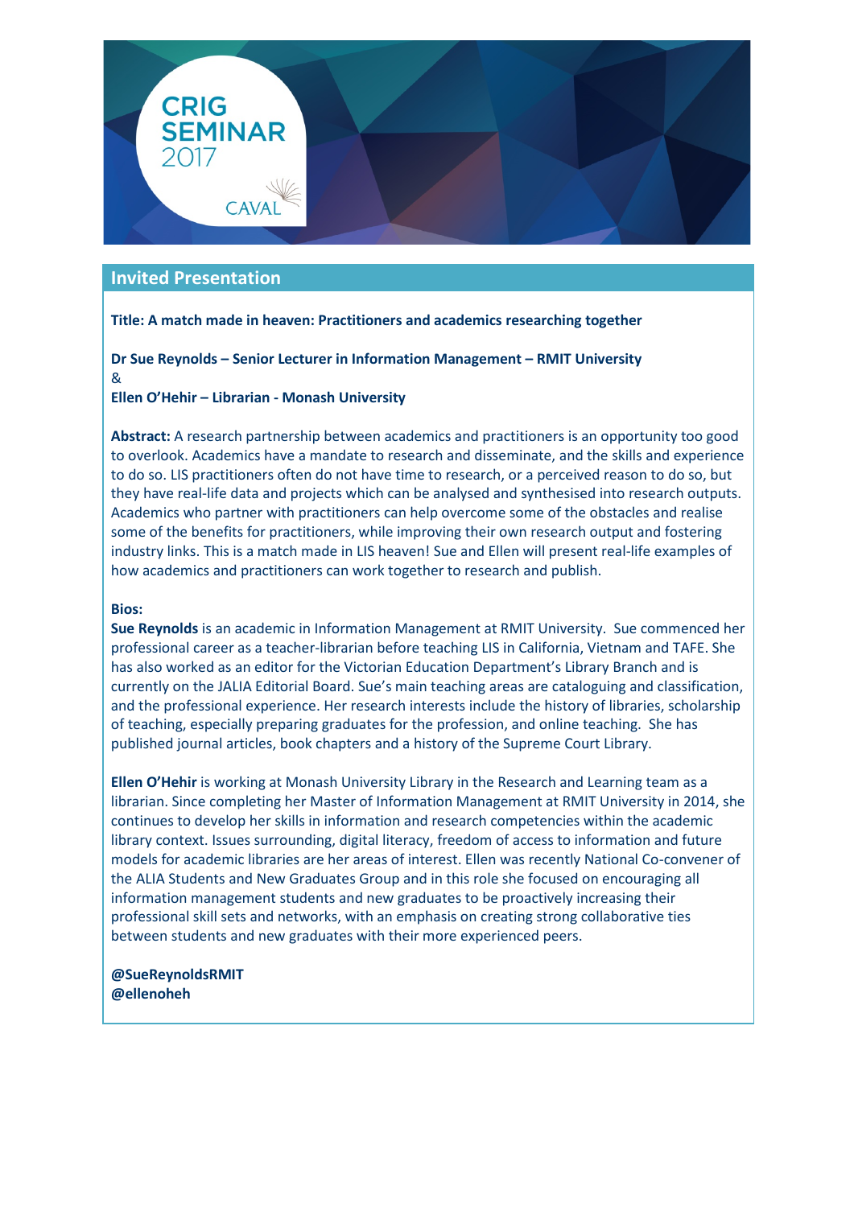CRIG SEMINAR 2017

CAVAL

## Invited Presentation

**Title: A match made in heaven: Practitioners and academics researching together**

**Dr Sue Reynolds – Senior Lecturer in Information Management – RMIT University**
&
**Ellen O'Hehir – Librarian - Monash University**

**Abstract:** A research partnership between academics and practitioners is an opportunity too good to overlook. Academics have a mandate to research and disseminate, and the skills and experience to do so. LIS practitioners often do not have time to research, or a perceived reason to do so, but they have real-life data and projects which can be analysed and synthesised into research outputs. Academics who partner with practitioners can help overcome some of the obstacles and realise some of the benefits for practitioners, while improving their own research output and fostering industry links. This is a match made in LIS heaven! Sue and Ellen will present real-life examples of how academics and practitioners can work together to research and publish.

**Bios:**

**Sue Reynolds** is an academic in Information Management at RMIT University. Sue commenced her professional career as a teacher-librarian before teaching LIS in California, Vietnam and TAFE. She has also worked as an editor for the Victorian Education Department's Library Branch and is currently on the JALIA Editorial Board. Sue's main teaching areas are cataloguing and classification, and the professional experience. Her research interests include the history of libraries, scholarship of teaching, especially preparing graduates for the profession, and online teaching. She has published journal articles, book chapters and a history of the Supreme Court Library.

**Ellen O'Hehir** is working at Monash University Library in the Research and Learning team as a librarian. Since completing her Master of Information Management at RMIT University in 2014, she continues to develop her skills in information and research competencies within the academic library context. Issues surrounding, digital literacy, freedom of access to information and future models for academic libraries are her areas of interest. Ellen was recently National Co-convener of the ALIA Students and New Graduates Group and in this role she focused on encouraging all information management students and new graduates to be proactively increasing their professional skill sets and networks, with an emphasis on creating strong collaborative ties between students and new graduates with their more experienced peers.

**@SueReynoldsRMIT**
**@ellenoheh**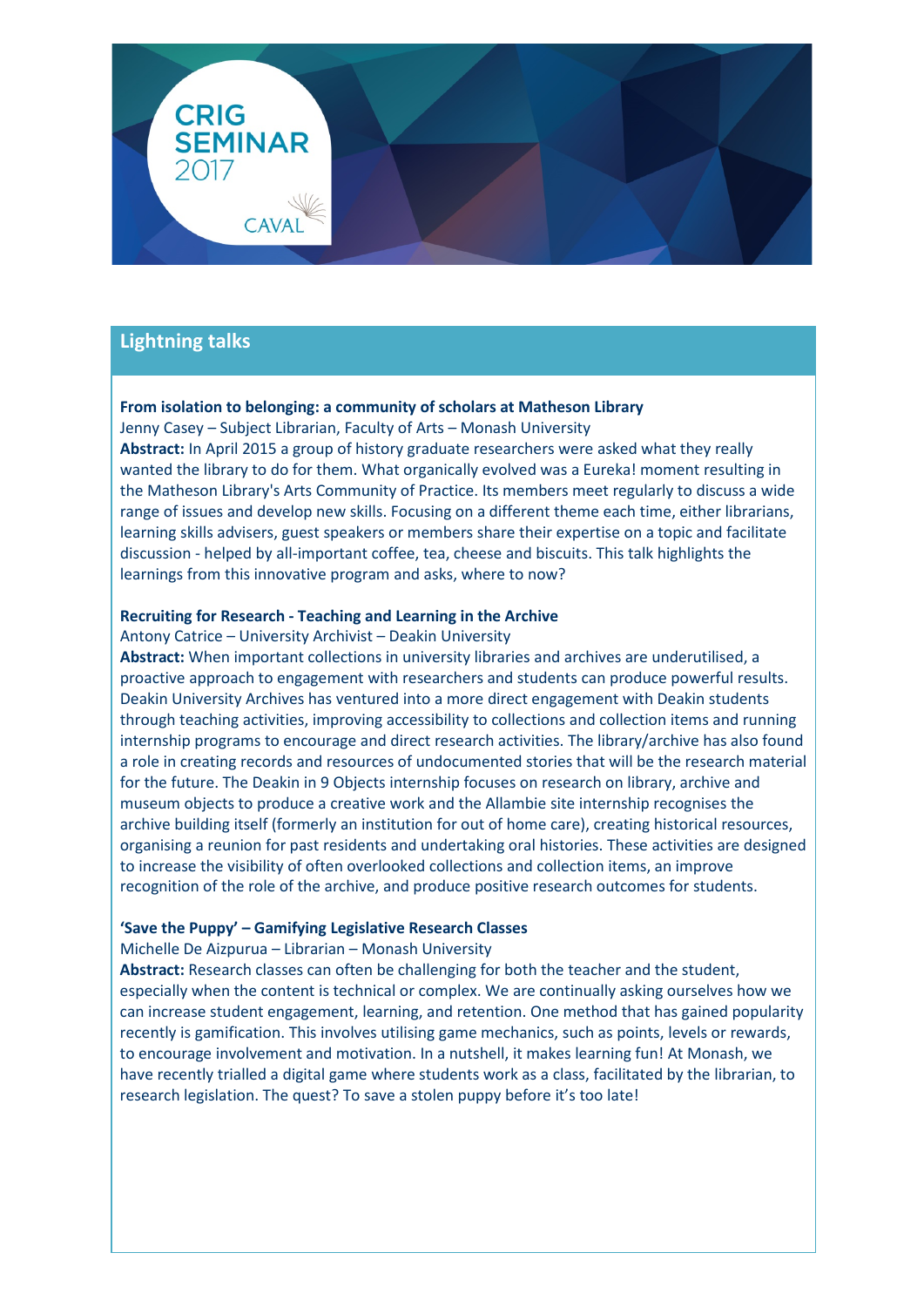CRIG SEMINAR 2017

CAVAL

## Lightning talks

**From isolation to belonging: a community of scholars at Matheson Library**

Jenny Casey – Subject Librarian, Faculty of Arts – Monash University

**Abstract:** In April 2015 a group of history graduate researchers were asked what they really wanted the library to do for them. What organically evolved was a Eureka! moment resulting in the Matheson Library's Arts Community of Practice. Its members meet regularly to discuss a wide range of issues and develop new skills. Focusing on a different theme each time, either librarians, learning skills advisers, guest speakers or members share their expertise on a topic and facilitate discussion - helped by all-important coffee, tea, cheese and biscuits. This talk highlights the learnings from this innovative program and asks, where to now?

**Recruiting for Research - Teaching and Learning in the Archive**

Antony Catrice – University Archivist – Deakin University

**Abstract:** When important collections in university libraries and archives are underutilised, a proactive approach to engagement with researchers and students can produce powerful results. Deakin University Archives has ventured into a more direct engagement with Deakin students through teaching activities, improving accessibility to collections and collection items and running internship programs to encourage and direct research activities. The library/archive has also found a role in creating records and resources of undocumented stories that will be the research material for the future. The Deakin in 9 Objects internship focuses on research on library, archive and museum objects to produce a creative work and the Allambie site internship recognises the archive building itself (formerly an institution for out of home care), creating historical resources, organising a reunion for past residents and undertaking oral histories. These activities are designed to increase the visibility of often overlooked collections and collection items, an improve recognition of the role of the archive, and produce positive research outcomes for students.

**'Save the Puppy' – Gamifying Legislative Research Classes**

Michelle De Aizpurua – Librarian – Monash University

**Abstract:** Research classes can often be challenging for both the teacher and the student, especially when the content is technical or complex. We are continually asking ourselves how we can increase student engagement, learning, and retention. One method that has gained popularity recently is gamification. This involves utilising game mechanics, such as points, levels or rewards, to encourage involvement and motivation. In a nutshell, it makes learning fun! At Monash, we have recently trialled a digital game where students work as a class, facilitated by the librarian, to research legislation. The quest? To save a stolen puppy before it's too late!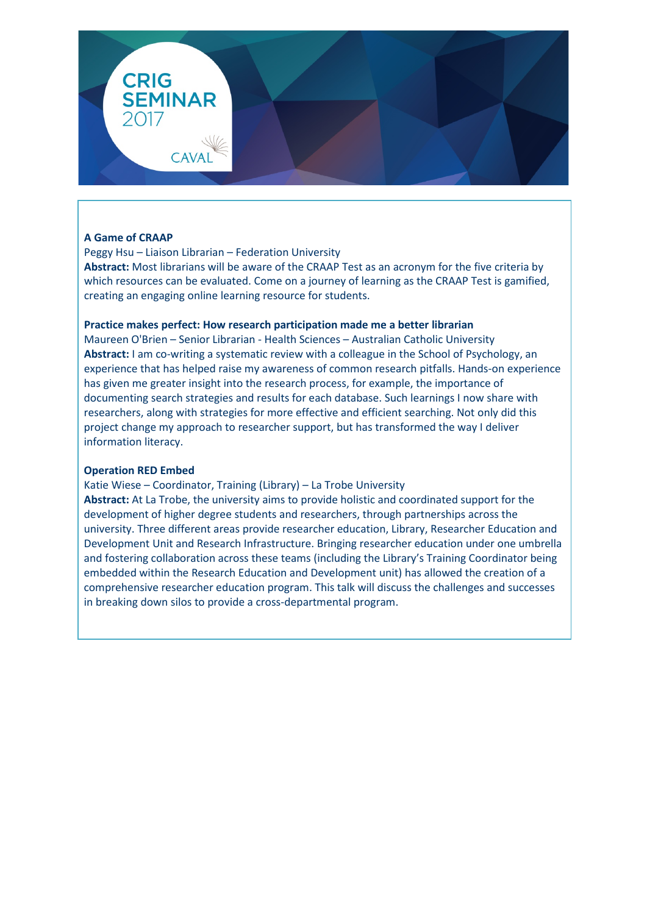CRIG SEMINAR 2017

CAVAL

**A Game of CRAAP**

Peggy Hsu – Liaison Librarian – Federation University

**Abstract:** Most librarians will be aware of the CRAAP Test as an acronym for the five criteria by which resources can be evaluated. Come on a journey of learning as the CRAAP Test is gamified, creating an engaging online learning resource for students.

**Practice makes perfect: How research participation made me a better librarian**

Maureen O'Brien – Senior Librarian - Health Sciences – Australian Catholic University

**Abstract:** I am co-writing a systematic review with a colleague in the School of Psychology, an experience that has helped raise my awareness of common research pitfalls. Hands-on experience has given me greater insight into the research process, for example, the importance of documenting search strategies and results for each database. Such learnings I now share with researchers, along with strategies for more effective and efficient searching. Not only did this project change my approach to researcher support, but has transformed the way I deliver information literacy.

**Operation RED Embed**

Katie Wiese – Coordinator, Training (Library) – La Trobe University

**Abstract:** At La Trobe, the university aims to provide holistic and coordinated support for the development of higher degree students and researchers, through partnerships across the university. Three different areas provide researcher education, Library, Researcher Education and Development Unit and Research Infrastructure. Bringing researcher education under one umbrella and fostering collaboration across these teams (including the Library's Training Coordinator being embedded within the Research Education and Development unit) has allowed the creation of a comprehensive researcher education program. This talk will discuss the challenges and successes in breaking down silos to provide a cross-departmental program.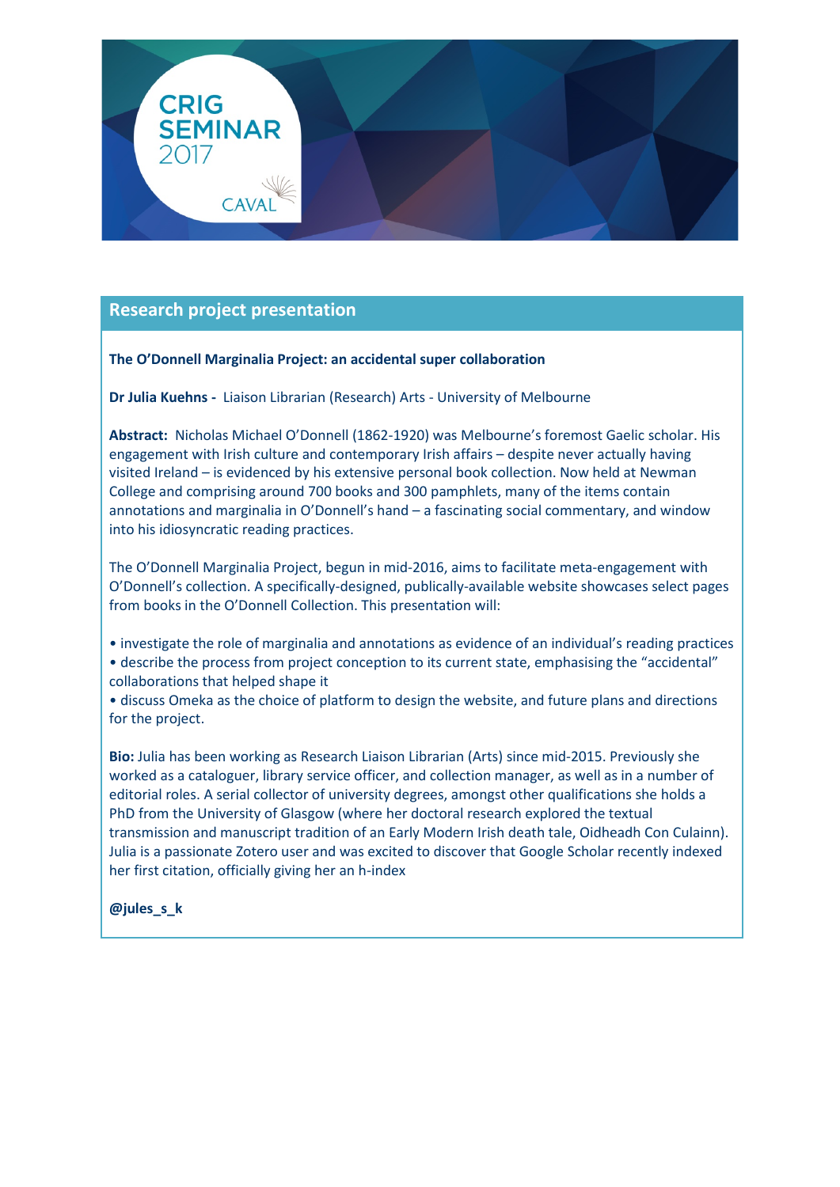CRIG SEMINAR 2017

CAVAL

## Research project presentation

**The O'Donnell Marginalia Project: an accidental super collaboration**

**Dr Julia Kuehns -** Liaison Librarian (Research) Arts - University of Melbourne

**Abstract:** Nicholas Michael O'Donnell (1862-1920) was Melbourne's foremost Gaelic scholar. His engagement with Irish culture and contemporary Irish affairs – despite never actually having visited Ireland – is evidenced by his extensive personal book collection. Now held at Newman College and comprising around 700 books and 300 pamphlets, many of the items contain annotations and marginalia in O'Donnell's hand – a fascinating social commentary, and window into his idiosyncratic reading practices.

The O'Donnell Marginalia Project, begun in mid-2016, aims to facilitate meta-engagement with O'Donnell's collection. A specifically-designed, publically-available website showcases select pages from books in the O'Donnell Collection. This presentation will:

- investigate the role of marginalia and annotations as evidence of an individual's reading practices
- describe the process from project conception to its current state, emphasising the "accidental" collaborations that helped shape it
- discuss Omeka as the choice of platform to design the website, and future plans and directions for the project.

**Bio:** Julia has been working as Research Liaison Librarian (Arts) since mid-2015. Previously she worked as a cataloguer, library service officer, and collection manager, as well as in a number of editorial roles. A serial collector of university degrees, amongst other qualifications she holds a PhD from the University of Glasgow (where her doctoral research explored the textual transmission and manuscript tradition of an Early Modern Irish death tale, Oidheadh Con Culainn). Julia is a passionate Zotero user and was excited to discover that Google Scholar recently indexed her first citation, officially giving her an h-index

**@jules_s_k**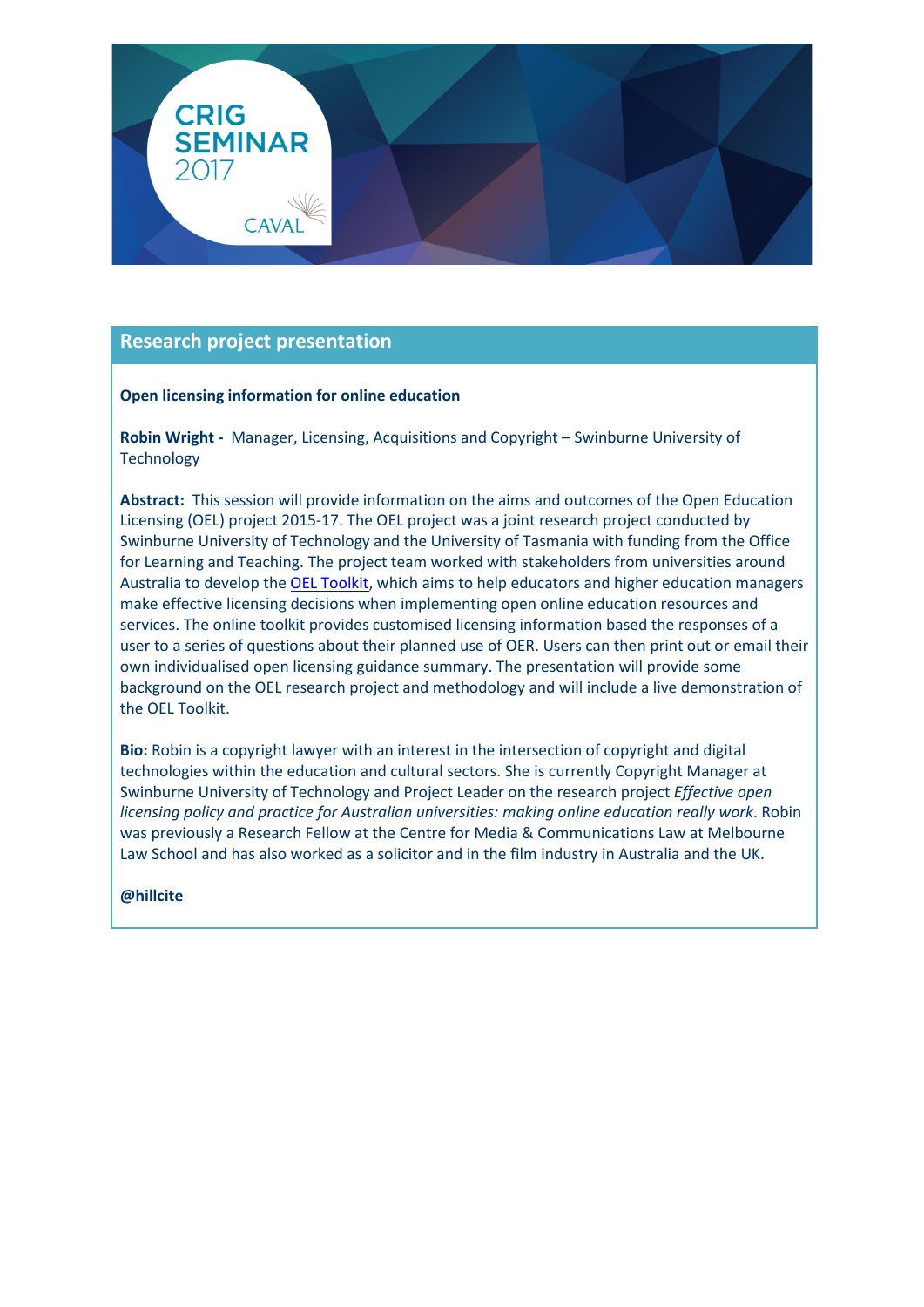## Research project presentation

**Open licensing information for online education**

**Robin Wright -** Manager, Licensing, Acquisitions and Copyright – Swinburne University of Technology

**Abstract:** This session will provide information on the aims and outcomes of the Open Education Licensing (OEL) project 2015-17. The OEL project was a joint research project conducted by Swinburne University of Technology and the University of Tasmania with funding from the Office for Learning and Teaching. The project team worked with stakeholders from universities around Australia to develop the OEL Toolkit, which aims to help educators and higher education managers make effective licensing decisions when implementing open online education resources and services. The online toolkit provides customised licensing information based the responses of a user to a series of questions about their planned use of OER. Users can then print out or email their own individualised open licensing guidance summary. The presentation will provide some background on the OEL research project and methodology and will include a live demonstration of the OEL Toolkit.

**Bio:** Robin is a copyright lawyer with an interest in the intersection of copyright and digital technologies within the education and cultural sectors. She is currently Copyright Manager at Swinburne University of Technology and Project Leader on the research project *Effective open licensing policy and practice for Australian universities: making online education really work*. Robin was previously a Research Fellow at the Centre for Media & Communications Law at Melbourne Law School and has also worked as a solicitor and in the film industry in Australia and the UK.

**@hillcite**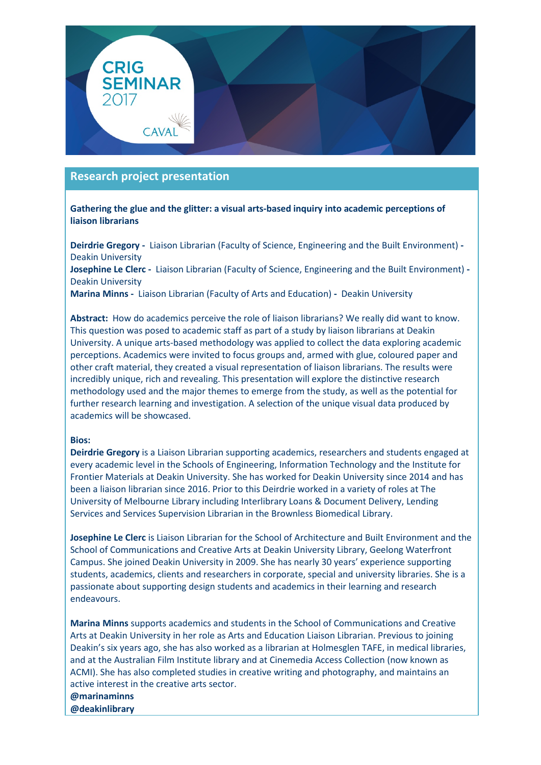CRIG SEMINAR 2017

CAVAL

## Research project presentation

**Gathering the glue and the glitter: a visual arts-based inquiry into academic perceptions of liaison librarians**

**Deirdrie Gregory -** Liaison Librarian (Faculty of Science, Engineering and the Built Environment) **-** Deakin University
**Josephine Le Clerc -** Liaison Librarian (Faculty of Science, Engineering and the Built Environment) **-** Deakin University
**Marina Minns -** Liaison Librarian (Faculty of Arts and Education) **-** Deakin University

**Abstract:** How do academics perceive the role of liaison librarians? We really did want to know. This question was posed to academic staff as part of a study by liaison librarians at Deakin University. A unique arts-based methodology was applied to collect the data exploring academic perceptions. Academics were invited to focus groups and, armed with glue, coloured paper and other craft material, they created a visual representation of liaison librarians. The results were incredibly unique, rich and revealing. This presentation will explore the distinctive research methodology used and the major themes to emerge from the study, as well as the potential for further research learning and investigation. A selection of the unique visual data produced by academics will be showcased.

**Bios:**

**Deirdrie Gregory** is a Liaison Librarian supporting academics, researchers and students engaged at every academic level in the Schools of Engineering, Information Technology and the Institute for Frontier Materials at Deakin University. She has worked for Deakin University since 2014 and has been a liaison librarian since 2016. Prior to this Deirdrie worked in a variety of roles at The University of Melbourne Library including Interlibrary Loans & Document Delivery, Lending Services and Services Supervision Librarian in the Brownless Biomedical Library.

**Josephine Le Clerc** is Liaison Librarian for the School of Architecture and Built Environment and the School of Communications and Creative Arts at Deakin University Library, Geelong Waterfront Campus. She joined Deakin University in 2009. She has nearly 30 years' experience supporting students, academics, clients and researchers in corporate, special and university libraries. She is a passionate about supporting design students and academics in their learning and research endeavours.

**Marina Minns** supports academics and students in the School of Communications and Creative Arts at Deakin University in her role as Arts and Education Liaison Librarian. Previous to joining Deakin's six years ago, she has also worked as a librarian at Holmesglen TAFE, in medical libraries, and at the Australian Film Institute library and at Cinemedia Access Collection (now known as ACMI). She has also completed studies in creative writing and photography, and maintains an active interest in the creative arts sector.
**@marinaminns**
**@deakinlibrary**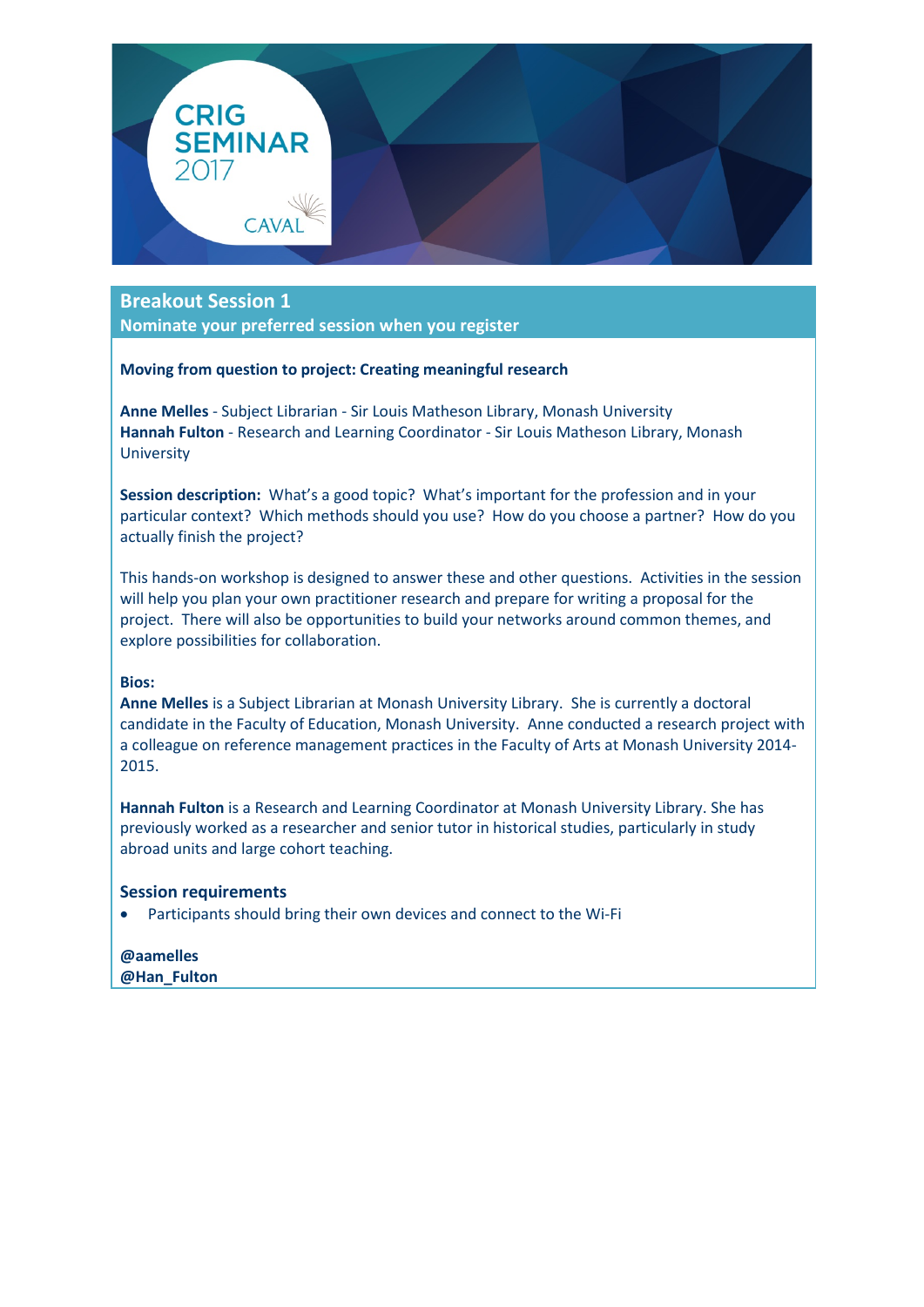CRIG SEMINAR 2017

CAVAL

## Breakout Session 1

**Nominate your preferred session when you register**

**Moving from question to project: Creating meaningful research**

**Anne Melles** - Subject Librarian - Sir Louis Matheson Library, Monash University
**Hannah Fulton** - Research and Learning Coordinator - Sir Louis Matheson Library, Monash University

**Session description:** What's a good topic? What's important for the profession and in your particular context? Which methods should you use? How do you choose a partner? How do you actually finish the project?

This hands-on workshop is designed to answer these and other questions. Activities in the session will help you plan your own practitioner research and prepare for writing a proposal for the project. There will also be opportunities to build your networks around common themes, and explore possibilities for collaboration.

**Bios:**
**Anne Melles** is a Subject Librarian at Monash University Library. She is currently a doctoral candidate in the Faculty of Education, Monash University. Anne conducted a research project with a colleague on reference management practices in the Faculty of Arts at Monash University 2014-2015.

**Hannah Fulton** is a Research and Learning Coordinator at Monash University Library. She has previously worked as a researcher and senior tutor in historical studies, particularly in study abroad units and large cohort teaching.

### Session requirements

- Participants should bring their own devices and connect to the Wi-Fi

**@aamelles**
**@Han_Fulton**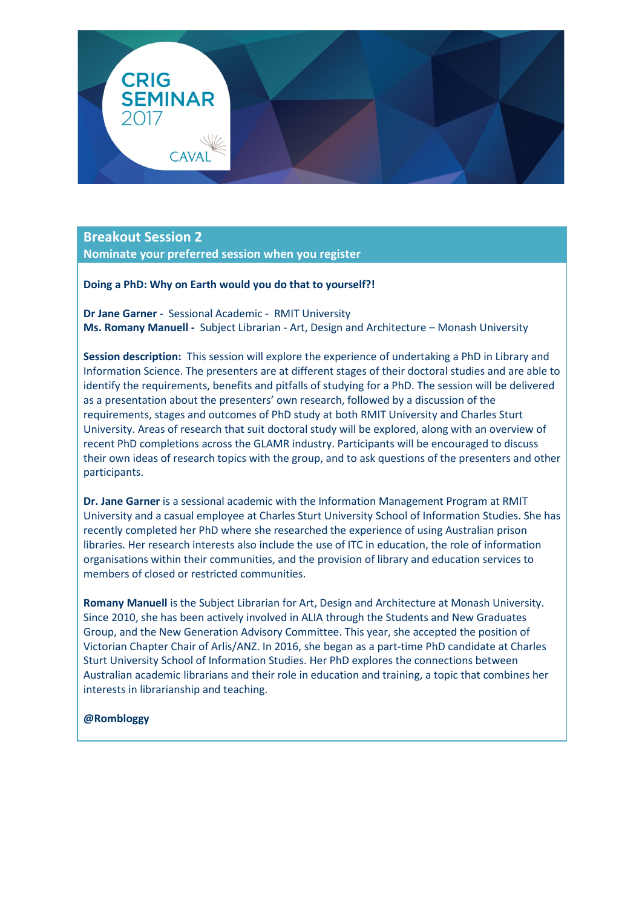CRIG SEMINAR 2017

CAVAL

## Breakout Session 2

**Nominate your preferred session when you register**

**Doing a PhD: Why on Earth would you do that to yourself?!**

**Dr Jane Garner** - Sessional Academic - RMIT University
**Ms. Romany Manuell -** Subject Librarian - Art, Design and Architecture – Monash University

**Session description:** This session will explore the experience of undertaking a PhD in Library and Information Science. The presenters are at different stages of their doctoral studies and are able to identify the requirements, benefits and pitfalls of studying for a PhD. The session will be delivered as a presentation about the presenters' own research, followed by a discussion of the requirements, stages and outcomes of PhD study at both RMIT University and Charles Sturt University. Areas of research that suit doctoral study will be explored, along with an overview of recent PhD completions across the GLAMR industry. Participants will be encouraged to discuss their own ideas of research topics with the group, and to ask questions of the presenters and other participants.

**Dr. Jane Garner** is a sessional academic with the Information Management Program at RMIT University and a casual employee at Charles Sturt University School of Information Studies. She has recently completed her PhD where she researched the experience of using Australian prison libraries. Her research interests also include the use of ITC in education, the role of information organisations within their communities, and the provision of library and education services to members of closed or restricted communities.

**Romany Manuell** is the Subject Librarian for Art, Design and Architecture at Monash University. Since 2010, she has been actively involved in ALIA through the Students and New Graduates Group, and the New Generation Advisory Committee. This year, she accepted the position of Victorian Chapter Chair of Arlis/ANZ. In 2016, she began as a part-time PhD candidate at Charles Sturt University School of Information Studies. Her PhD explores the connections between Australian academic librarians and their role in education and training, a topic that combines her interests in librarianship and teaching.

**@Rombloggy**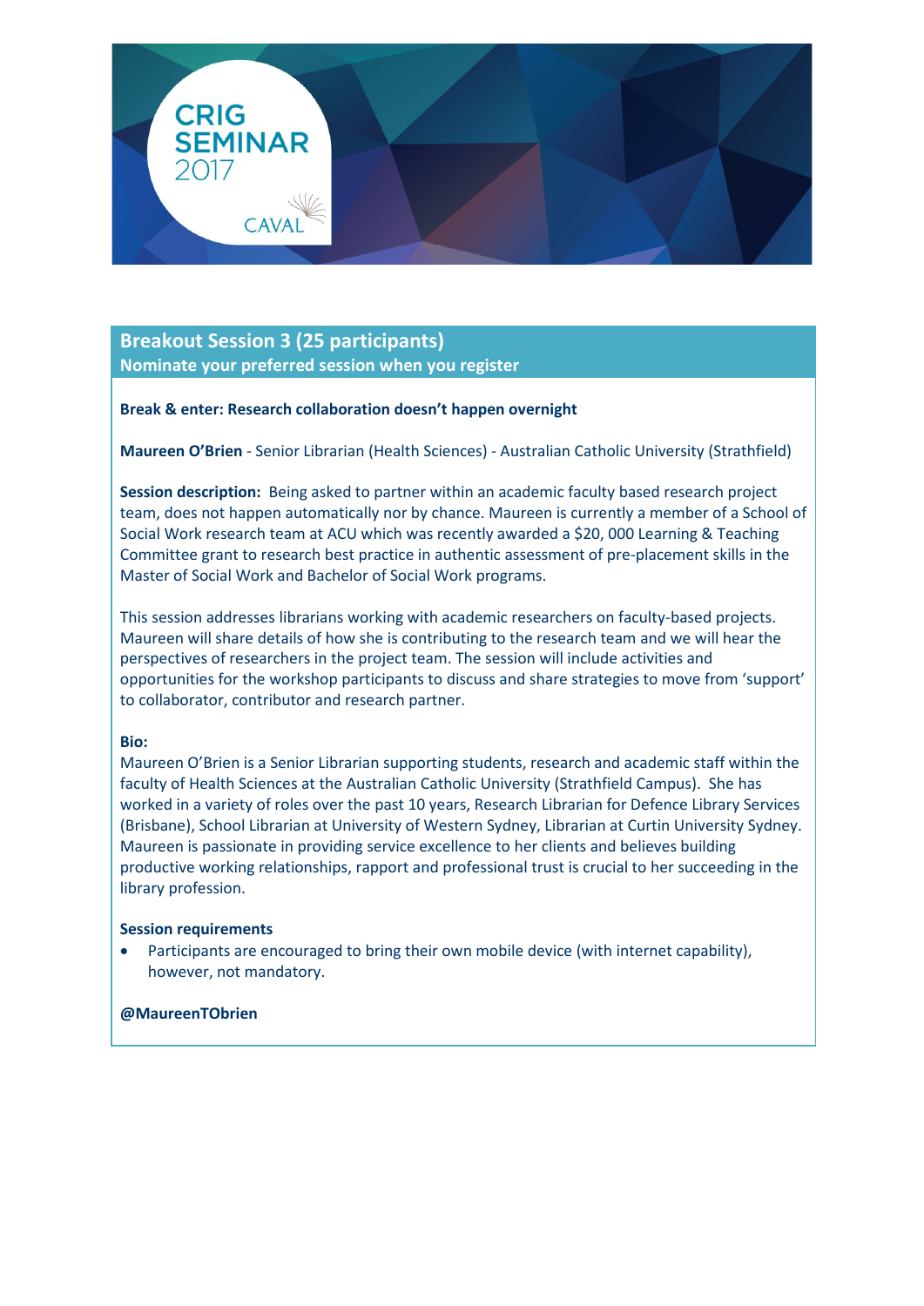CRIG SEMINAR 2017

CAVAL

## Breakout Session 3 (25 participants)

**Nominate your preferred session when you register**

**Break & enter: Research collaboration doesn't happen overnight**

**Maureen O'Brien** - Senior Librarian (Health Sciences) - Australian Catholic University (Strathfield)

**Session description:** Being asked to partner within an academic faculty based research project team, does not happen automatically nor by chance. Maureen is currently a member of a School of Social Work research team at ACU which was recently awarded a $20, 000 Learning & Teaching Committee grant to research best practice in authentic assessment of pre-placement skills in the Master of Social Work and Bachelor of Social Work programs.

This session addresses librarians working with academic researchers on faculty-based projects. Maureen will share details of how she is contributing to the research team and we will hear the perspectives of researchers in the project team. The session will include activities and opportunities for the workshop participants to discuss and share strategies to move from 'support' to collaborator, contributor and research partner.

**Bio:**

Maureen O'Brien is a Senior Librarian supporting students, research and academic staff within the faculty of Health Sciences at the Australian Catholic University (Strathfield Campus). She has worked in a variety of roles over the past 10 years, Research Librarian for Defence Library Services (Brisbane), School Librarian at University of Western Sydney, Librarian at Curtin University Sydney. Maureen is passionate in providing service excellence to her clients and believes building productive working relationships, rapport and professional trust is crucial to her succeeding in the library profession.

**Session requirements**

- Participants are encouraged to bring their own mobile device (with internet capability), however, not mandatory.

**@MaureenTObrien**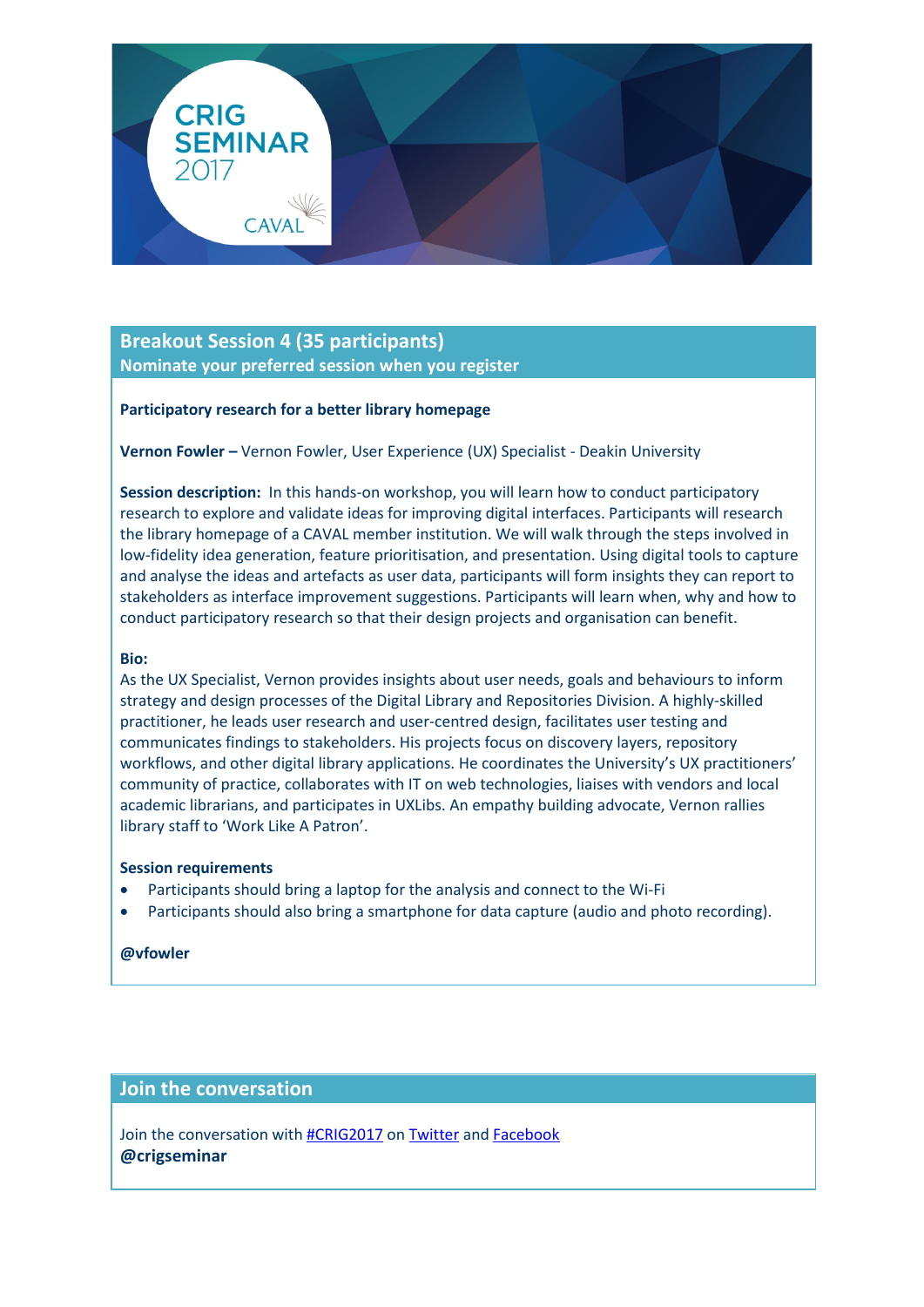## Breakout Session 4 (35 participants)

**Nominate your preferred session when you register**

**Participatory research for a better library homepage**

**Vernon Fowler –** Vernon Fowler, User Experience (UX) Specialist - Deakin University

**Session description:** In this hands-on workshop, you will learn how to conduct participatory research to explore and validate ideas for improving digital interfaces. Participants will research the library homepage of a CAVAL member institution. We will walk through the steps involved in low-fidelity idea generation, feature prioritisation, and presentation. Using digital tools to capture and analyse the ideas and artefacts as user data, participants will form insights they can report to stakeholders as interface improvement suggestions. Participants will learn when, why and how to conduct participatory research so that their design projects and organisation can benefit.

**Bio:**

As the UX Specialist, Vernon provides insights about user needs, goals and behaviours to inform strategy and design processes of the Digital Library and Repositories Division. A highly-skilled practitioner, he leads user research and user-centred design, facilitates user testing and communicates findings to stakeholders. His projects focus on discovery layers, repository workflows, and other digital library applications. He coordinates the University's UX practitioners' community of practice, collaborates with IT on web technologies, liaises with vendors and local academic librarians, and participates in UXLibs. An empathy building advocate, Vernon rallies library staff to 'Work Like A Patron'.

**Session requirements**

- Participants should bring a laptop for the analysis and connect to the Wi-Fi
- Participants should also bring a smartphone for data capture (audio and photo recording).

**@vfowler**

## Join the conversation

Join the conversation with #CRIG2017 on Twitter and Facebook

**@crigseminar**